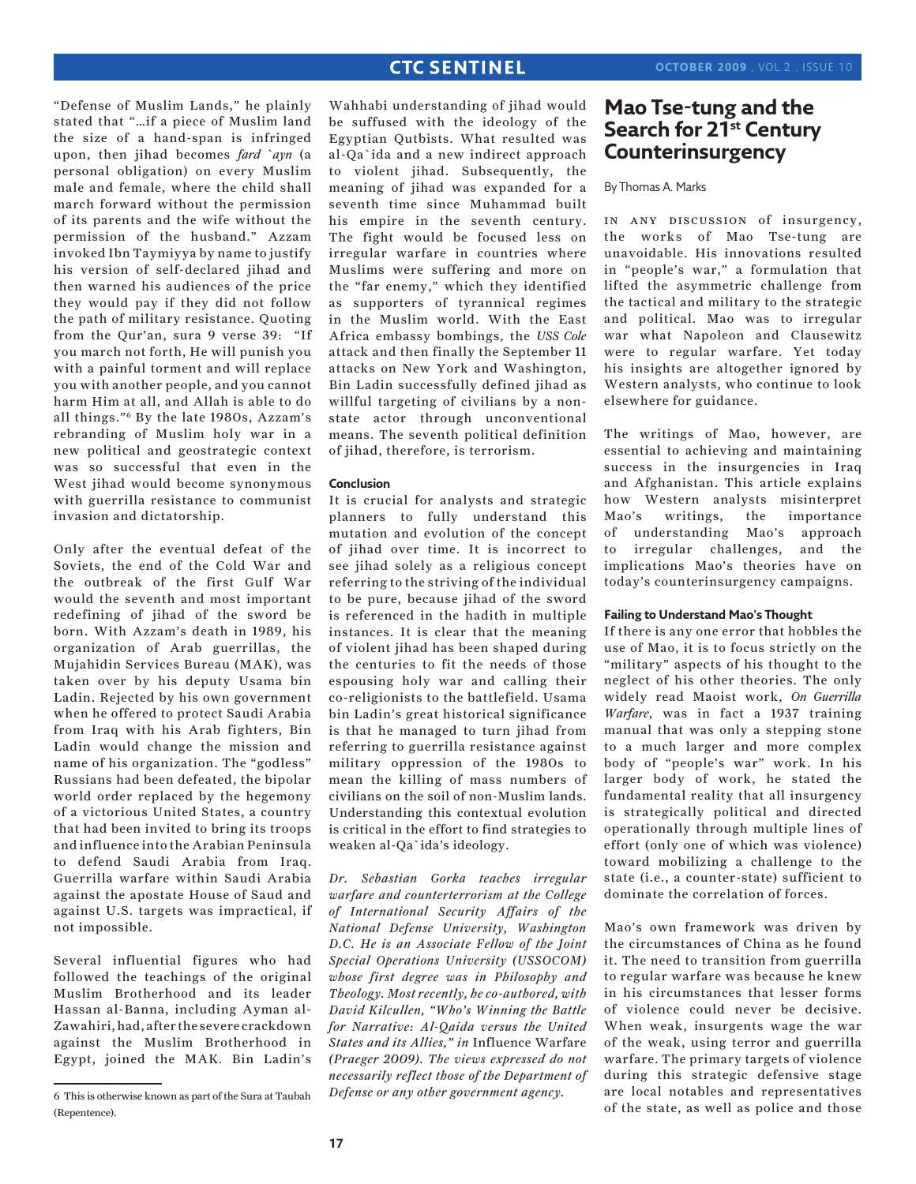"Defense of Muslim Lands," he plainly stated that "...if a piece of Muslim land the size of a hand-span is infringed upon, then jihad becomes *fard `ayn* (a personal obligation) on every Muslim male and female, where the child shall march forward without the permission of its parents and the wife without the permission of the husband." Azzam invoked Ibn Taymiyya by name to justify his version of self-declared jihad and then warned his audiences of the price they would pay if they did not follow the path of military resistance. Quoting from the Qur'an, sura 9 verse 39: "If you march not forth, He will punish you with a painful torment and will replace you with another people, and you cannot harm Him at all, and Allah is able to do all things."[6] By the late 1980s, Azzam's rebranding of Muslim holy war in a new political and geostrategic context was so successful that even in the West jihad would become synonymous with guerrilla resistance to communist invasion and dictatorship.

Only after the eventual defeat of the Soviets, the end of the Cold War and the outbreak of the first Gulf War would the seventh and most important redefining of jihad of the sword be born. With Azzam's death in 1989, his organization of Arab guerrillas, the Mujahidin Services Bureau (MAK), was taken over by his deputy Usama bin Ladin. Rejected by his own government when he offered to protect Saudi Arabia from Iraq with his Arab fighters, Bin Ladin would change the mission and name of his organization. The "godless" Russians had been defeated, the bipolar world order replaced by the hegemony of a victorious United States, a country that had been invited to bring its troops and influence into the Arabian Peninsula to defend Saudi Arabia from Iraq. Guerrilla warfare within Saudi Arabia against the apostate House of Saud and against U.S. targets was impractical, if not impossible.

Several influential figures who had followed the teachings of the original Muslim Brotherhood and its leader Hassan al-Banna, including Ayman al-Zawahiri, had, after the severe crackdown against the Muslim Brotherhood in Egypt, joined the MAK. Bin Ladin's Wahhabi understanding of jihad would be suffused with the ideology of the Egyptian Qutbists. What resulted was al-Qa`ida and a new indirect approach to violent jihad. Subsequently, the meaning of jihad was expanded for a seventh time since Muhammad built his empire in the seventh century. The fight would be focused less on irregular warfare in countries where Muslims were suffering and more on the "far enemy," which they identified as supporters of tyrannical regimes in the Muslim world. With the East Africa embassy bombings, the *USS Cole* attack and then finally the September 11 attacks on New York and Washington, Bin Ladin successfully defined jihad as willful targeting of civilians by a non-state actor through unconventional means. The seventh political definition of jihad, therefore, is terrorism.

### Conclusion

It is crucial for analysts and strategic planners to fully understand this mutation and evolution of the concept of jihad over time. It is incorrect to see jihad solely as a religious concept referring to the striving of the individual to be pure, because jihad of the sword is referenced in the hadith in multiple instances. It is clear that the meaning of violent jihad has been shaped during the centuries to fit the needs of those espousing holy war and calling their co-religionists to the battlefield. Usama bin Ladin's great historical significance is that he managed to turn jihad from referring to guerrilla resistance against military oppression of the 1980s to mean the killing of mass numbers of civilians on the soil of non-Muslim lands. Understanding this contextual evolution is critical in the effort to find strategies to weaken al-Qa`ida's ideology.

*Dr. Sebastian Gorka teaches irregular warfare and counterterrorism at the College of International Security Affairs of the National Defense University, Washington D.C. He is an Associate Fellow of the Joint Special Operations University (USSOCOM) whose first degree was in Philosophy and Theology. Most recently, he co-authored, with David Kilcullen, "Who's Winning the Battle for Narrative: Al-Qaida versus the United States and its Allies," in* Influence Warfare *(Praeger 2009). The views expressed do not necessarily reflect those of the Department of Defense or any other government agency.*

[6] This is otherwise known as part of the Sura at Taubah (Repentence).

# Mao Tse-tung and the Search for 21st Century Counterinsurgency

By Thomas A. Marks

In any discussion of insurgency, the works of Mao Tse-tung are unavoidable. His innovations resulted in "people's war," a formulation that lifted the asymmetric challenge from the tactical and military to the strategic and political. Mao was to irregular war what Napoleon and Clausewitz were to regular warfare. Yet today his insights are altogether ignored by Western analysts, who continue to look elsewhere for guidance.

The writings of Mao, however, are essential to achieving and maintaining success in the insurgencies in Iraq and Afghanistan. This article explains how Western analysts misinterpret Mao's writings, the importance of understanding Mao's approach to irregular challenges, and the implications Mao's theories have on today's counterinsurgency campaigns.

### Failing to Understand Mao's Thought

If there is any one error that hobbles the use of Mao, it is to focus strictly on the "military" aspects of his thought to the neglect of his other theories. The only widely read Maoist work, *On Guerrilla Warfare*, was in fact a 1937 training manual that was only a stepping stone to a much larger and more complex body of "people's war" work. In his larger body of work, he stated the fundamental reality that all insurgency is strategically political and directed operationally through multiple lines of effort (only one of which was violence) toward mobilizing a challenge to the state (i.e., a counter-state) sufficient to dominate the correlation of forces.

Mao's own framework was driven by the circumstances of China as he found it. The need to transition from guerrilla to regular warfare was because he knew in his circumstances that lesser forms of violence could never be decisive. When weak, insurgents wage the war of the weak, using terror and guerrilla warfare. The primary targets of violence during this strategic defensive stage are local notables and representatives of the state, as well as police and those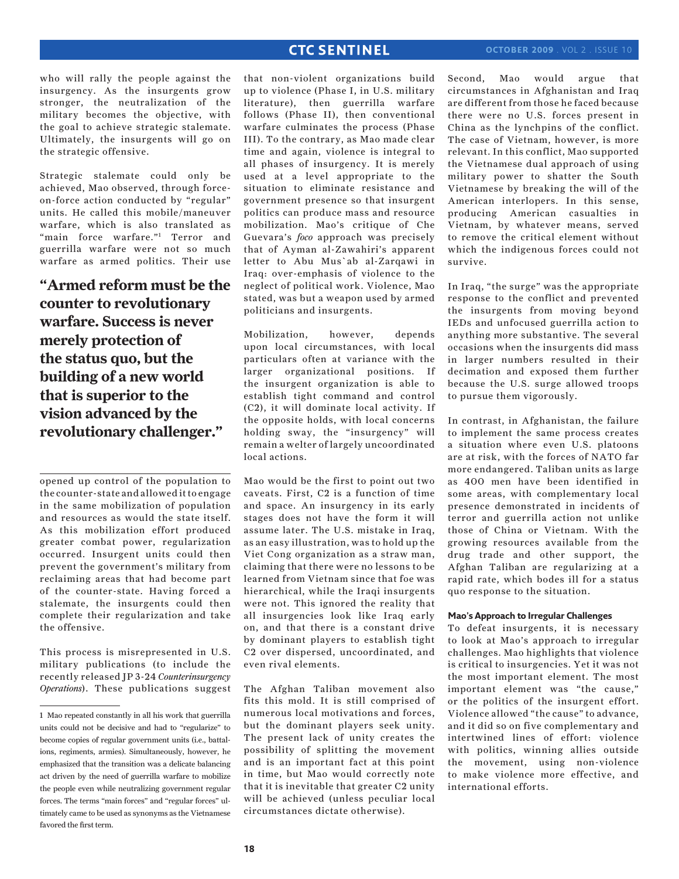who will rally the people against the insurgency. As the insurgents grow stronger, the neutralization of the military becomes the objective, with the goal to achieve strategic stalemate. Ultimately, the insurgents will go on the strategic offensive.

Strategic stalemate could only be achieved, Mao observed, through force-on-force action conducted by "regular" units. He called this mobile/maneuver warfare, which is also translated as "main force warfare."[1] Terror and guerrilla warfare were not so much warfare as armed politics. Their use opened up control of the population to the counter-state and allowed it to engage in the same mobilization of population and resources as would the state itself. As this mobilization effort produced greater combat power, regularization occurred. Insurgent units could then prevent the government's military from reclaiming areas that had become part of the counter-state. Having forced a stalemate, the insurgents could then complete their regularization and take the offensive.

**"Armed reform must be the counter to revolutionary warfare. Success is never merely protection of the status quo, but the building of a new world that is superior to the vision advanced by the revolutionary challenger."**

This process is misrepresented in U.S. military publications (to include the recently released JP 3-24 *Counterinsurgency Operations*). These publications suggest that non-violent organizations build up to violence (Phase I, in U.S. military literature), then guerrilla warfare follows (Phase II), then conventional warfare culminates the process (Phase III). To the contrary, as Mao made clear time and again, violence is integral to all phases of insurgency. It is merely used at a level appropriate to the situation to eliminate resistance and government presence so that insurgent politics can produce mass and resource mobilization. Mao's critique of Che Guevara's *foco* approach was precisely that of Ayman al-Zawahiri's apparent letter to Abu Mus`ab al-Zarqawi in Iraq: over-emphasis of violence to the neglect of political work. Violence, Mao stated, was but a weapon used by armed politicians and insurgents.

Mobilization, however, depends upon local circumstances, with local particulars often at variance with the larger organizational positions. If the insurgent organization is able to establish tight command and control (C2), it will dominate local activity. If the opposite holds, with local concerns holding sway, the "insurgency" will remain a welter of largely uncoordinated local actions.

Mao would be the first to point out two caveats. First, C2 is a function of time and space. An insurgency in its early stages does not have the form it will assume later. The U.S. mistake in Iraq, as an easy illustration, was to hold up the Viet Cong organization as a straw man, claiming that there were no lessons to be learned from Vietnam since that foe was hierarchical, while the Iraqi insurgents were not. This ignored the reality that all insurgencies look like Iraq early on, and that there is a constant drive by dominant players to establish tight C2 over dispersed, uncoordinated, and even rival elements.

The Afghan Taliban movement also fits this mold. It is still comprised of numerous local motivations and forces, but the dominant players seek unity. The present lack of unity creates the possibility of splitting the movement and is an important fact at this point in time, but Mao would correctly note that it is inevitable that greater C2 unity will be achieved (unless peculiar local circumstances dictate otherwise).

Second, Mao would argue that circumstances in Afghanistan and Iraq are different from those he faced because there were no U.S. forces present in China as the lynchpins of the conflict. The case of Vietnam, however, is more relevant. In this conflict, Mao supported the Vietnamese dual approach of using military power to shatter the South Vietnamese by breaking the will of the American interlopers. In this sense, producing American casualties in Vietnam, by whatever means, served to remove the critical element without which the indigenous forces could not survive.

In Iraq, "the surge" was the appropriate response to the conflict and prevented the insurgents from moving beyond IEDs and unfocused guerrilla action to anything more substantive. The several occasions when the insurgents did mass in larger numbers resulted in their decimation and exposed them further because the U.S. surge allowed troops to pursue them vigorously.

In contrast, in Afghanistan, the failure to implement the same process creates a situation where even U.S. platoons are at risk, with the forces of NATO far more endangered. Taliban units as large as 400 men have been identified in some areas, with complementary local presence demonstrated in incidents of terror and guerrilla action not unlike those of China or Vietnam. With the growing resources available from the drug trade and other support, the Afghan Taliban are regularizing at a rapid rate, which bodes ill for a status quo response to the situation.

### Mao's Approach to Irregular Challenges

To defeat insurgents, it is necessary to look at Mao's approach to irregular challenges. Mao highlights that violence is critical to insurgencies. Yet it was not the most important element. The most important element was "the cause," or the politics of the insurgent effort. Violence allowed "the cause" to advance, and it did so on five complementary and intertwined lines of effort: violence with politics, winning allies outside the movement, using non-violence to make violence more effective, and international efforts.

---

[1] Mao repeated constantly in all his work that guerrilla units could not be decisive and had to "regularize" to become copies of regular government units (i.e., battalions, regiments, armies). Simultaneously, however, he emphasized that the transition was a delicate balancing act driven by the need of guerrilla warfare to mobilize the people even while neutralizing government regular forces. The terms "main forces" and "regular forces" ultimately came to be used as synonyms as the Vietnamese favored the first term.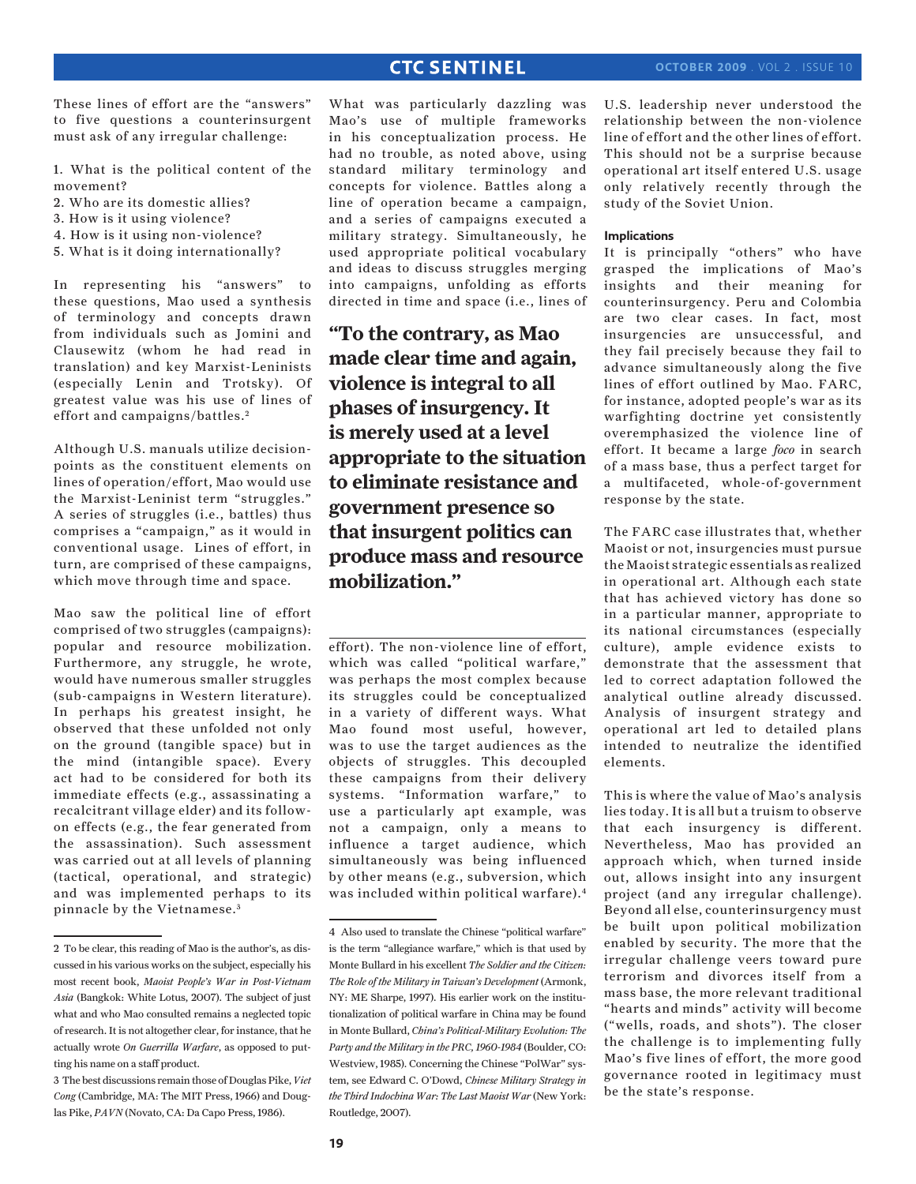These lines of effort are the "answers" to five questions a counterinsurgent must ask of any irregular challenge:

1. What is the political content of the movement?
2. Who are its domestic allies?
3. How is it using violence?
4. How is it using non-violence?
5. What is it doing internationally?

In representing his "answers" to these questions, Mao used a synthesis of terminology and concepts drawn from individuals such as Jomini and Clausewitz (whom he had read in translation) and key Marxist-Leninists (especially Lenin and Trotsky). Of greatest value was his use of lines of effort and campaigns/battles.[2]

Although U.S. manuals utilize decision-points as the constituent elements on lines of operation/effort, Mao would use the Marxist-Leninist term "struggles." A series of struggles (i.e., battles) thus comprises a "campaign," as it would in conventional usage. Lines of effort, in turn, are comprised of these campaigns, which move through time and space.

Mao saw the political line of effort comprised of two struggles (campaigns): popular and resource mobilization. Furthermore, any struggle, he wrote, would have numerous smaller struggles (sub-campaigns in Western literature). In perhaps his greatest insight, he observed that these unfolded not only on the ground (tangible space) but in the mind (intangible space). Every act had to be considered for both its immediate effects (e.g., assassinating a recalcitrant village elder) and its follow-on effects (e.g., the fear generated from the assassination). Such assessment was carried out at all levels of planning (tactical, operational, and strategic) and was implemented perhaps to its pinnacle by the Vietnamese.[3]

What was particularly dazzling was Mao's use of multiple frameworks in his conceptualization process. He had no trouble, as noted above, using standard military terminology and concepts for violence. Battles along a line of operation became a campaign, and a series of campaigns executed a military strategy. Simultaneously, he used appropriate political vocabulary and ideas to discuss struggles merging into campaigns, unfolding as efforts directed in time and space (i.e., lines of effort). The non-violence line of effort, which was called "political warfare," was perhaps the most complex because its struggles could be conceptualized in a variety of different ways. What Mao found most useful, however, was to use the target audiences as the objects of struggles. This decoupled these campaigns from their delivery systems. "Information warfare," to use a particularly apt example, was not a campaign, only a means to influence a target audience, which simultaneously was being influenced by other means (e.g., subversion, which was included within political warfare).[4]

**"To the contrary, as Mao made clear time and again, violence is integral to all phases of insurgency. It is merely used at a level appropriate to the situation to eliminate resistance and government presence so that insurgent politics can produce mass and resource mobilization."**

U.S. leadership never understood the relationship between the non-violence line of effort and the other lines of effort. This should not be a surprise because operational art itself entered U.S. usage only relatively recently through the study of the Soviet Union.

#### Implications

It is principally "others" who have grasped the implications of Mao's insights and their meaning for counterinsurgency. Peru and Colombia are two clear cases. In fact, most insurgencies are unsuccessful, and they fail precisely because they fail to advance simultaneously along the five lines of effort outlined by Mao. FARC, for instance, adopted people's war as its warfighting doctrine yet consistently overemphasized the violence line of effort. It became a large *foco* in search of a mass base, thus a perfect target for a multifaceted, whole-of-government response by the state.

The FARC case illustrates that, whether Maoist or not, insurgencies must pursue the Maoist strategic essentials as realized in operational art. Although each state that has achieved victory has done so in a particular manner, appropriate to its national circumstances (especially culture), ample evidence exists to demonstrate that the assessment that led to correct adaptation followed the analytical outline already discussed. Analysis of insurgent strategy and operational art led to detailed plans intended to neutralize the identified elements.

This is where the value of Mao's analysis lies today. It is all but a truism to observe that each insurgency is different. Nevertheless, Mao has provided an approach which, when turned inside out, allows insight into any insurgent project (and any irregular challenge). Beyond all else, counterinsurgency must be built upon political mobilization enabled by security. The more that the irregular challenge veers toward pure terrorism and divorces itself from a mass base, the more relevant traditional "hearts and minds" activity will become ("wells, roads, and shots"). The closer the challenge is to implementing fully Mao's five lines of effort, the more good governance rooted in legitimacy must be the state's response.

---

2 To be clear, this reading of Mao is the author's, as discussed in his various works on the subject, especially his most recent book, *Maoist People's War in Post-Vietnam Asia* (Bangkok: White Lotus, 2007). The subject of just what and who Mao consulted remains a neglected topic of research. It is not altogether clear, for instance, that he actually wrote *On Guerrilla Warfare*, as opposed to putting his name on a staff product.

3 The best discussions remain those of Douglas Pike, *Viet Cong* (Cambridge, MA: The MIT Press, 1966) and Douglas Pike, *PAVN* (Novato, CA: Da Capo Press, 1986).

4 Also used to translate the Chinese "political warfare" is the term "allegiance warfare," which is that used by Monte Bullard in his excellent *The Soldier and the Citizen: The Role of the Military in Taiwan's Development* (Armonk, NY: ME Sharpe, 1997). His earlier work on the institutionalization of political warfare in China may be found in Monte Bullard, *China's Political-Military Evolution: The Party and the Military in the PRC, 1960-1984* (Boulder, CO: Westview, 1985). Concerning the Chinese "PolWar" system, see Edward C. O'Dowd, *Chinese Military Strategy in the Third Indochina War: The Last Maoist War* (New York: Routledge, 2007).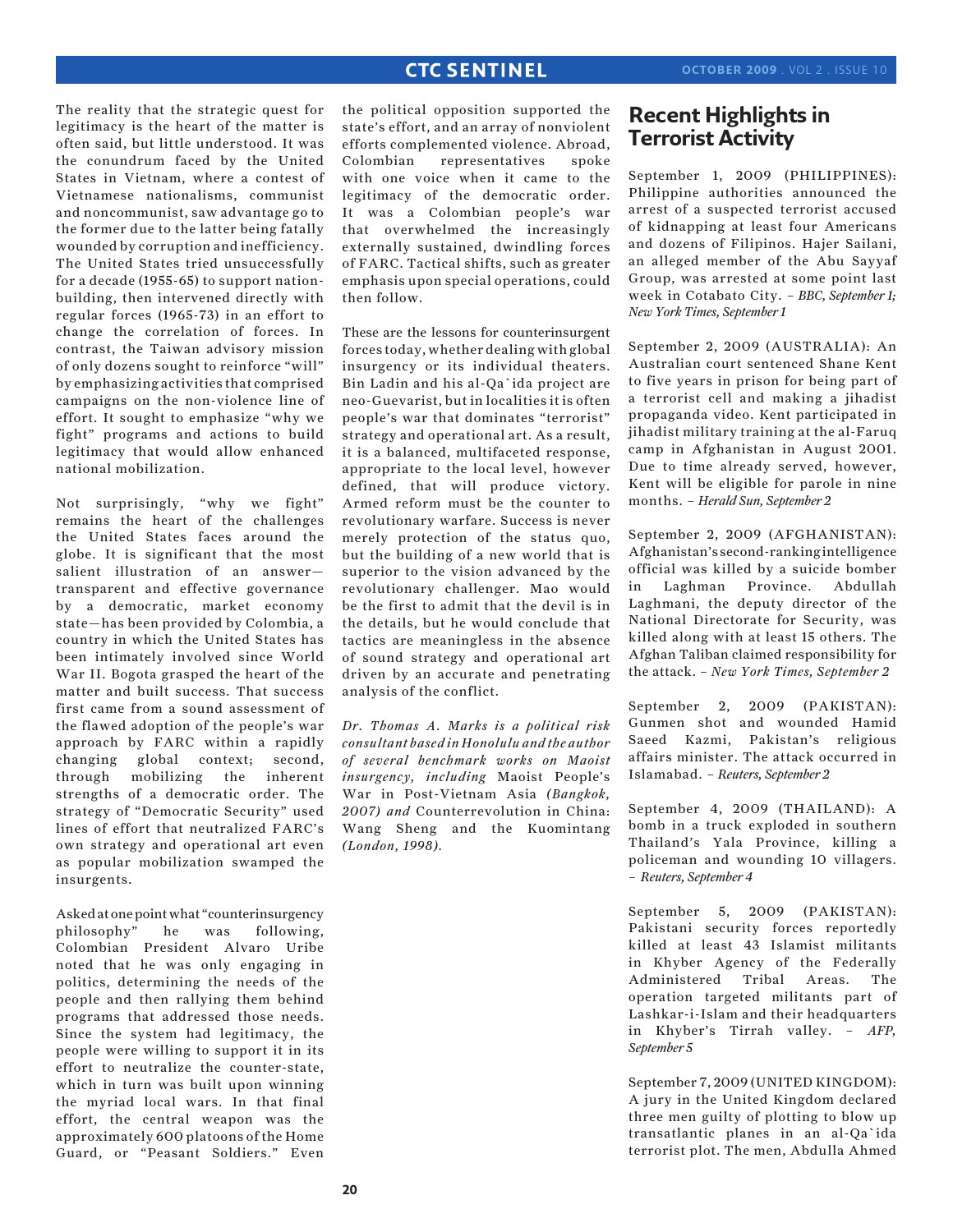The reality that the strategic quest for legitimacy is the heart of the matter is often said, but little understood. It was the conundrum faced by the United States in Vietnam, where a contest of Vietnamese nationalisms, communist and noncommunist, saw advantage go to the former due to the latter being fatally wounded by corruption and inefficiency. The United States tried unsuccessfully for a decade (1955-65) to support nation-building, then intervened directly with regular forces (1965-73) in an effort to change the correlation of forces. In contrast, the Taiwan advisory mission of only dozens sought to reinforce "will" by emphasizing activities that comprised campaigns on the non-violence line of effort. It sought to emphasize "why we fight" programs and actions to build legitimacy that would allow enhanced national mobilization.

Not surprisingly, "why we fight" remains the heart of the challenges the United States faces around the globe. It is significant that the most salient illustration of an answer—transparent and effective governance by a democratic, market economy state—has been provided by Colombia, a country in which the United States has been intimately involved since World War II. Bogota grasped the heart of the matter and built success. That success first came from a sound assessment of the flawed adoption of the people's war approach by FARC within a rapidly changing global context; second, through mobilizing the inherent strengths of a democratic order. The strategy of "Democratic Security" used lines of effort that neutralized FARC's own strategy and operational art even as popular mobilization swamped the insurgents.

Asked at one point what "counterinsurgency philosophy" he was following, Colombian President Alvaro Uribe noted that he was only engaging in politics, determining the needs of the people and then rallying them behind programs that addressed those needs. Since the system had legitimacy, the people were willing to support it in its effort to neutralize the counter-state, which in turn was built upon winning the myriad local wars. In that final effort, the central weapon was the approximately 600 platoons of the Home Guard, or "Peasant Soldiers." Even the political opposition supported the state's effort, and an array of nonviolent efforts complemented violence. Abroad, Colombian representatives spoke with one voice when it came to the legitimacy of the democratic order. It was a Colombian people's war that overwhelmed the increasingly externally sustained, dwindling forces of FARC. Tactical shifts, such as greater emphasis upon special operations, could then follow.

These are the lessons for counterinsurgent forces today, whether dealing with global insurgency or its individual theaters. Bin Ladin and his al-Qa`ida project are neo-Guevarist, but in localities it is often people's war that dominates "terrorist" strategy and operational art. As a result, it is a balanced, multifaceted response, appropriate to the local level, however defined, that will produce victory. Armed reform must be the counter to revolutionary warfare. Success is never merely protection of the status quo, but the building of a new world that is superior to the vision advanced by the revolutionary challenger. Mao would be the first to admit that the devil is in the details, but he would conclude that tactics are meaningless in the absence of sound strategy and operational art driven by an accurate and penetrating analysis of the conflict.

*Dr. Thomas A. Marks is a political risk consultant based in Honolulu and the author of several benchmark works on Maoist insurgency, including* Maoist People's War in Post-Vietnam Asia *(Bangkok, 2007) and* Counterrevolution in China: Wang Sheng and the Kuomintang *(London, 1998).*

# Recent Highlights in Terrorist Activity

September 1, 2009 (PHILIPPINES): Philippine authorities announced the arrest of a suspected terrorist accused of kidnapping at least four Americans and dozens of Filipinos. Hajer Sailani, an alleged member of the Abu Sayyaf Group, was arrested at some point last week in Cotabato City. – *BBC, September 1; New York Times, September 1*

September 2, 2009 (AUSTRALIA): An Australian court sentenced Shane Kent to five years in prison for being part of a terrorist cell and making a jihadist propaganda video. Kent participated in jihadist military training at the al-Faruq camp in Afghanistan in August 2001. Due to time already served, however, Kent will be eligible for parole in nine months. – *Herald Sun, September 2*

September 2, 2009 (AFGHANISTAN): Afghanistan's second-ranking intelligence official was killed by a suicide bomber in Laghman Province. Abdullah Laghmani, the deputy director of the National Directorate for Security, was killed along with at least 15 others. The Afghan Taliban claimed responsibility for the attack. – *New York Times, September 2*

September 2, 2009 (PAKISTAN): Gunmen shot and wounded Hamid Saeed Kazmi, Pakistan's religious affairs minister. The attack occurred in Islamabad. – *Reuters, September 2*

September 4, 2009 (THAILAND): A bomb in a truck exploded in southern Thailand's Yala Province, killing a policeman and wounding 10 villagers. – *Reuters, September 4*

September 5, 2009 (PAKISTAN): Pakistani security forces reportedly killed at least 43 Islamist militants in Khyber Agency of the Federally Administered Tribal Areas. The operation targeted militants part of Lashkar-i-Islam and their headquarters in Khyber's Tirrah valley. – *AFP, September 5*

September 7, 2009 (UNITED KINGDOM): A jury in the United Kingdom declared three men guilty of plotting to blow up transatlantic planes in an al-Qa`ida terrorist plot. The men, Abdulla Ahmed